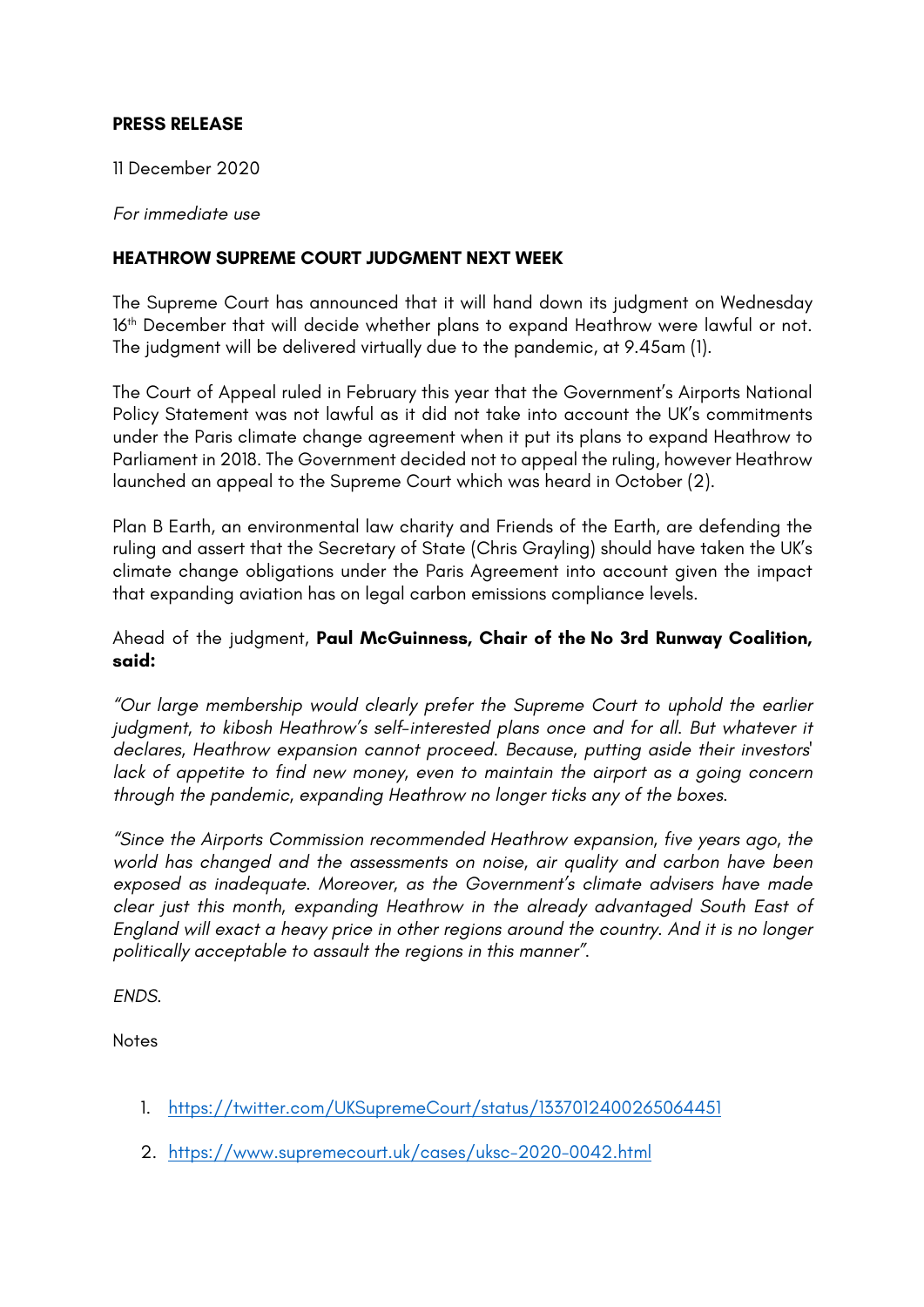**PRESS RELEASE**

11 December 2020

*For immediate use*

**HEATHROW SUPREME COURT JUDGMENT NEXT WEEK**

The Supreme Court has announced that it will hand down its judgment on Wednesday 16th December that will decide whether plans to expand Heathrow were lawful or not. The judgment will be delivered virtually due to the pandemic, at 9.45am (1).

The Court of Appeal ruled in February this year that the Government's Airports National Policy Statement was not lawful as it did not take into account the UK's commitments under the Paris climate change agreement when it put its plans to expand Heathrow to Parliament in 2018. The Government decided not to appeal the ruling, however Heathrow launched an appeal to the Supreme Court which was heard in October (2).

Plan B Earth, an environmental law charity and Friends of the Earth, are defending the ruling and assert that the Secretary of State (Chris Grayling) should have taken the UK's climate change obligations under the Paris Agreement into account given the impact that expanding aviation has on legal carbon emissions compliance levels.

Ahead of the judgment, **Paul McGuinness, Chair of the No 3rd Runway Coalition, said:**

*"Our large membership would clearly prefer the Supreme Court to uphold the earlier judgment, to kibosh Heathrow's self-interested plans once and for all. But whatever it declares, Heathrow expansion cannot proceed. Because, putting aside their investors' lack of appetite to find new money, even to maintain the airport as a going concern through the pandemic, expanding Heathrow no longer ticks any of the boxes.*

*"Since the Airports Commission recommended Heathrow expansion, five years ago, the world has changed and the assessments on noise, air quality and carbon have been exposed as inadequate. Moreover, as the Government's climate advisers have made clear just this month, expanding Heathrow in the already advantaged South East of England will exact a heavy price in other regions around the country. And it is no longer politically acceptable to assault the regions in this manner".*

*ENDS.*

Notes

1. https://twitter.com/UKSupremeCourt/status/1337012400265064451
2. https://www.supremecourt.uk/cases/uksc-2020-0042.html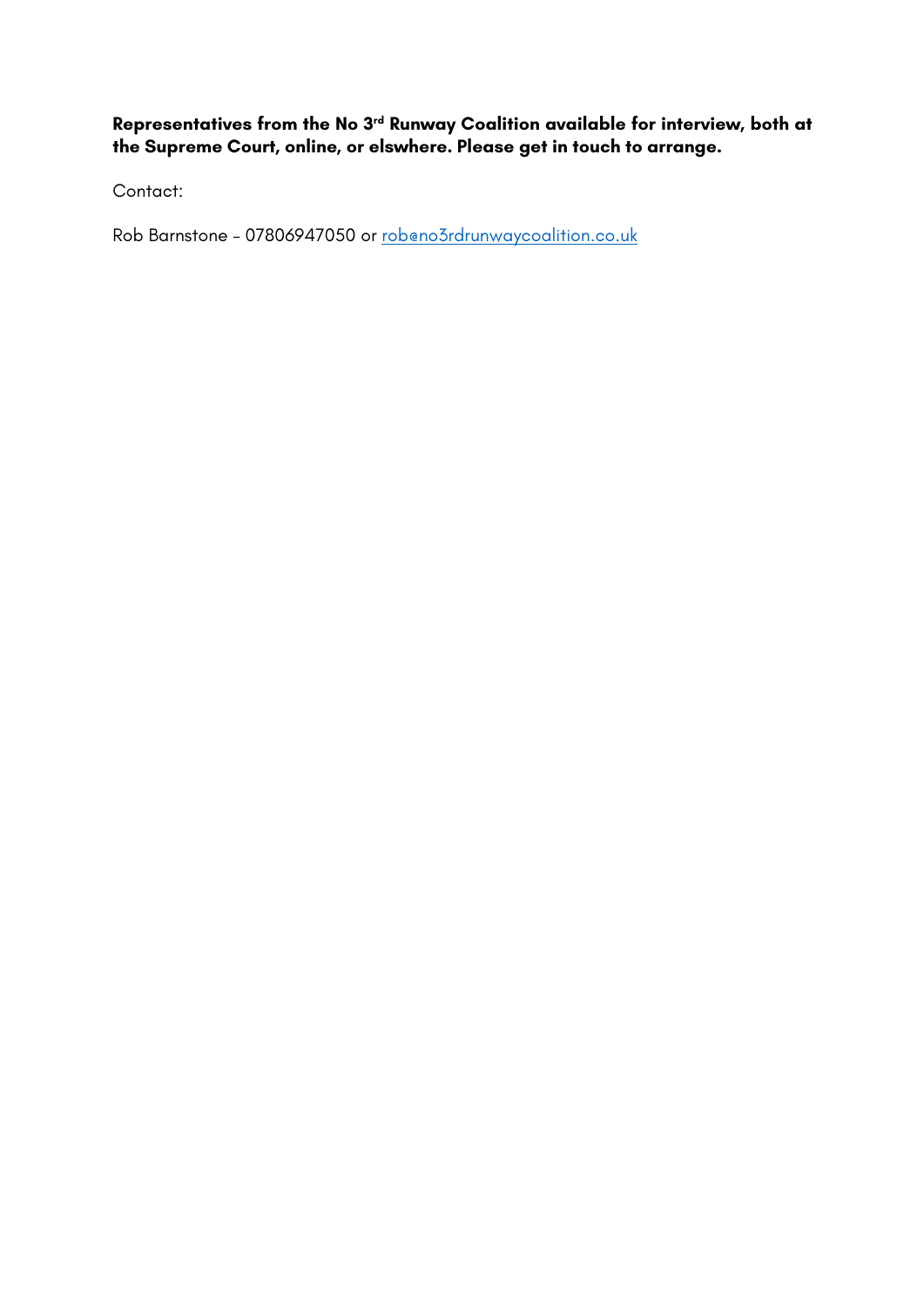**Representatives from the No 3rd Runway Coalition available for interview, both at the Supreme Court, online, or elswhere. Please get in touch to arrange.**

Contact:

Rob Barnstone – 07806947050 or rob@no3rdrunwaycoalition.co.uk